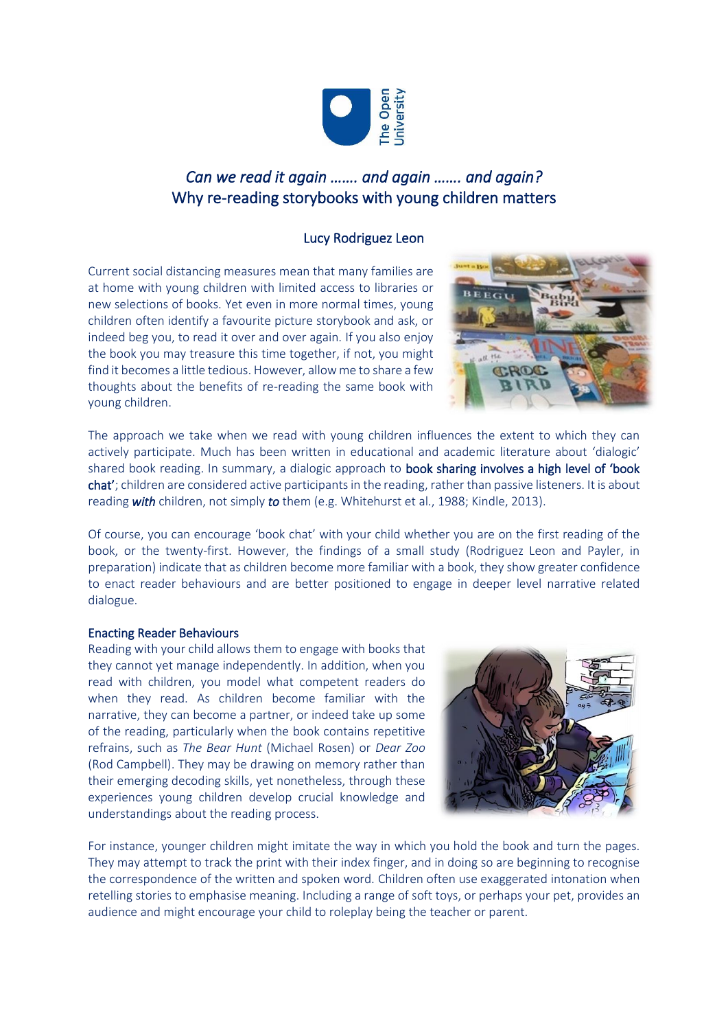# *Can we read it again ……. and again ……. and again?*
# Why re-reading storybooks with young children matters

### Lucy Rodriguez Leon

Current social distancing measures mean that many families are at home with young children with limited access to libraries or new selections of books. Yet even in more normal times, young children often identify a favourite picture storybook and ask, or indeed beg you, to read it over and over again. If you also enjoy the book you may treasure this time together, if not, you might find it becomes a little tedious. However, allow me to share a few thoughts about the benefits of re-reading the same book with young children.

The approach we take when we read with young children influences the extent to which they can actively participate. Much has been written in educational and academic literature about 'dialogic' shared book reading. In summary, a dialogic approach to **book sharing involves a high level of 'book chat'**; children are considered active participants in the reading, rather than passive listeners. It is about reading ***with*** children, not simply ***to*** them (e.g. Whitehurst et al., 1988; Kindle, 2013).

Of course, you can encourage 'book chat' with your child whether you are on the first reading of the book, or the twenty-first. However, the findings of a small study (Rodriguez Leon and Payler, in preparation) indicate that as children become more familiar with a book, they show greater confidence to enact reader behaviours and are better positioned to engage in deeper level narrative related dialogue.

## Enacting Reader Behaviours

Reading with your child allows them to engage with books that they cannot yet manage independently. In addition, when you read with children, you model what competent readers do when they read. As children become familiar with the narrative, they can become a partner, or indeed take up some of the reading, particularly when the book contains repetitive refrains, such as *The Bear Hunt* (Michael Rosen) or *Dear Zoo* (Rod Campbell). They may be drawing on memory rather than their emerging decoding skills, yet nonetheless, through these experiences young children develop crucial knowledge and understandings about the reading process.

For instance, younger children might imitate the way in which you hold the book and turn the pages. They may attempt to track the print with their index finger, and in doing so are beginning to recognise the correspondence of the written and spoken word. Children often use exaggerated intonation when retelling stories to emphasise meaning. Including a range of soft toys, or perhaps your pet, provides an audience and might encourage your child to roleplay being the teacher or parent.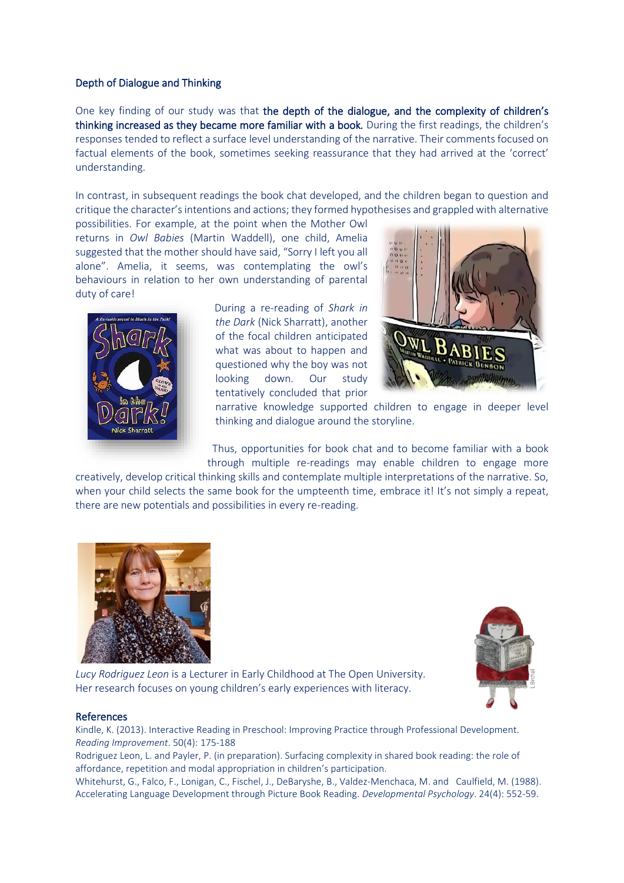## Depth of Dialogue and Thinking

One key finding of our study was that **the depth of the dialogue, and the complexity of children's thinking increased as they became more familiar with a book.** During the first readings, the children's responses tended to reflect a surface level understanding of the narrative. Their comments focused on factual elements of the book, sometimes seeking reassurance that they had arrived at the 'correct' understanding.

In contrast, in subsequent readings the book chat developed, and the children began to question and critique the character's intentions and actions; they formed hypothesises and grappled with alternative possibilities. For example, at the point when the Mother Owl returns in *Owl Babies* (Martin Waddell), one child, Amelia suggested that the mother should have said, "Sorry I left you all alone". Amelia, it seems, was contemplating the owl's behaviours in relation to her own understanding of parental duty of care!

During a re-reading of *Shark in the Dark* (Nick Sharratt), another of the focal children anticipated what was about to happen and questioned why the boy was not looking down. Our study tentatively concluded that prior narrative knowledge supported children to engage in deeper level thinking and dialogue around the storyline.

Thus, opportunities for book chat and to become familiar with a book through multiple re-readings may enable children to engage more creatively, develop critical thinking skills and contemplate multiple interpretations of the narrative. So, when your child selects the same book for the umpteenth time, embrace it! It's not simply a repeat, there are new potentials and possibilities in every re-reading.

*Lucy Rodriguez Leon* is a Lecturer in Early Childhood at The Open University. Her research focuses on young children's early experiences with literacy.

## References

Kindle, K. (2013). Interactive Reading in Preschool: Improving Practice through Professional Development. *Reading Improvement*. 50(4): 175-188

Rodriguez Leon, L. and Payler, P. (in preparation). Surfacing complexity in shared book reading: the role of affordance, repetition and modal appropriation in children's participation.

Whitehurst, G., Falco, F., Lonigan, C., Fischel, J., DeBaryshe, B., Valdez-Menchaca, M. and Caulfield, M. (1988). Accelerating Language Development through Picture Book Reading. *Developmental Psychology*. 24(4): 552-59.